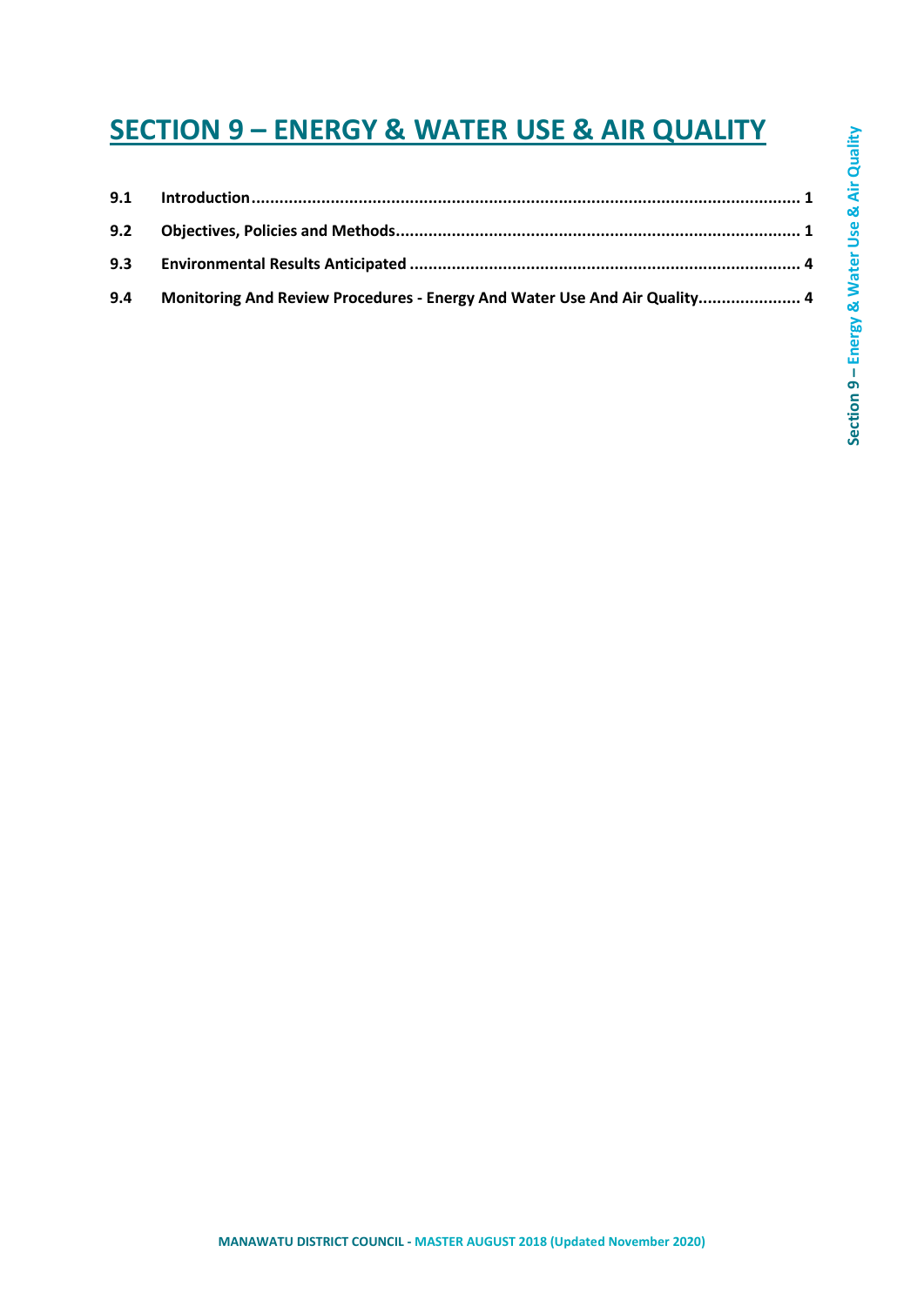# SECTION 9 – ENERGY & WATER USE & AIR QUALITY

| | | |
|---|---|---|
| **9.1** | **Introduction** | **1** |
| **9.2** | **Objectives, Policies and Methods** | **1** |
| **9.3** | **Environmental Results Anticipated** | **4** |
| **9.4** | **Monitoring And Review Procedures - Energy And Water Use And Air Quality** | **4** |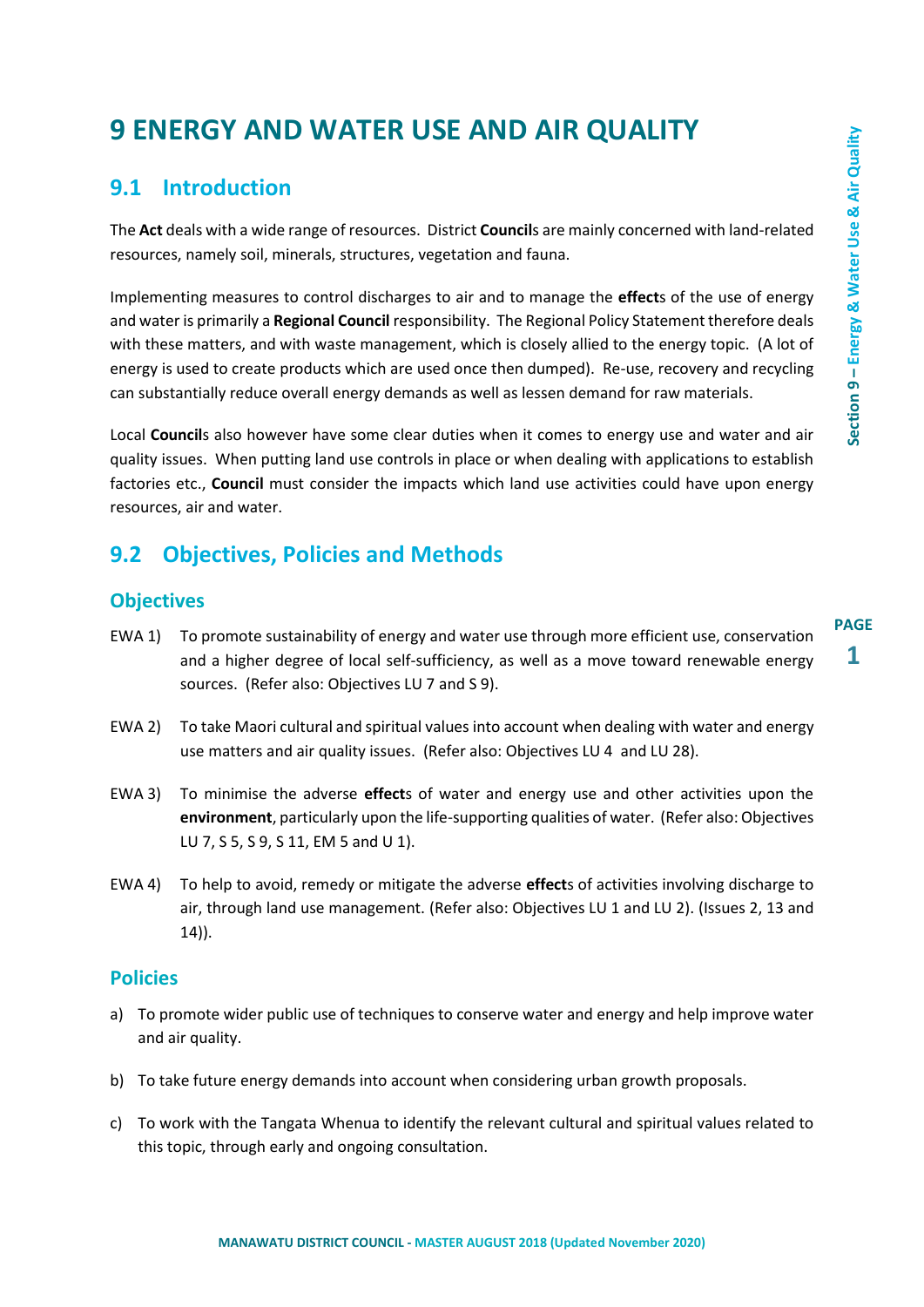# 9 ENERGY AND WATER USE AND AIR QUALITY

## 9.1 Introduction

The **Act** deals with a wide range of resources. District **Council**s are mainly concerned with land-related resources, namely soil, minerals, structures, vegetation and fauna.

Implementing measures to control discharges to air and to manage the **effect**s of the use of energy and water is primarily a **Regional Council** responsibility. The Regional Policy Statement therefore deals with these matters, and with waste management, which is closely allied to the energy topic. (A lot of energy is used to create products which are used once then dumped). Re-use, recovery and recycling can substantially reduce overall energy demands as well as lessen demand for raw materials.

Local **Council**s also however have some clear duties when it comes to energy use and water and air quality issues. When putting land use controls in place or when dealing with applications to establish factories etc., **Council** must consider the impacts which land use activities could have upon energy resources, air and water.

## 9.2 Objectives, Policies and Methods

### Objectives

EWA 1) To promote sustainability of energy and water use through more efficient use, conservation and a higher degree of local self-sufficiency, as well as a move toward renewable energy sources. (Refer also: Objectives LU 7 and S 9).

EWA 2) To take Maori cultural and spiritual values into account when dealing with water and energy use matters and air quality issues. (Refer also: Objectives LU 4 and LU 28).

EWA 3) To minimise the adverse **effect**s of water and energy use and other activities upon the **environment**, particularly upon the life-supporting qualities of water. (Refer also: Objectives LU 7, S 5, S 9, S 11, EM 5 and U 1).

EWA 4) To help to avoid, remedy or mitigate the adverse **effect**s of activities involving discharge to air, through land use management. (Refer also: Objectives LU 1 and LU 2). (Issues 2, 13 and 14)).

### Policies

a) To promote wider public use of techniques to conserve water and energy and help improve water and air quality.

b) To take future energy demands into account when considering urban growth proposals.

c) To work with the Tangata Whenua to identify the relevant cultural and spiritual values related to this topic, through early and ongoing consultation.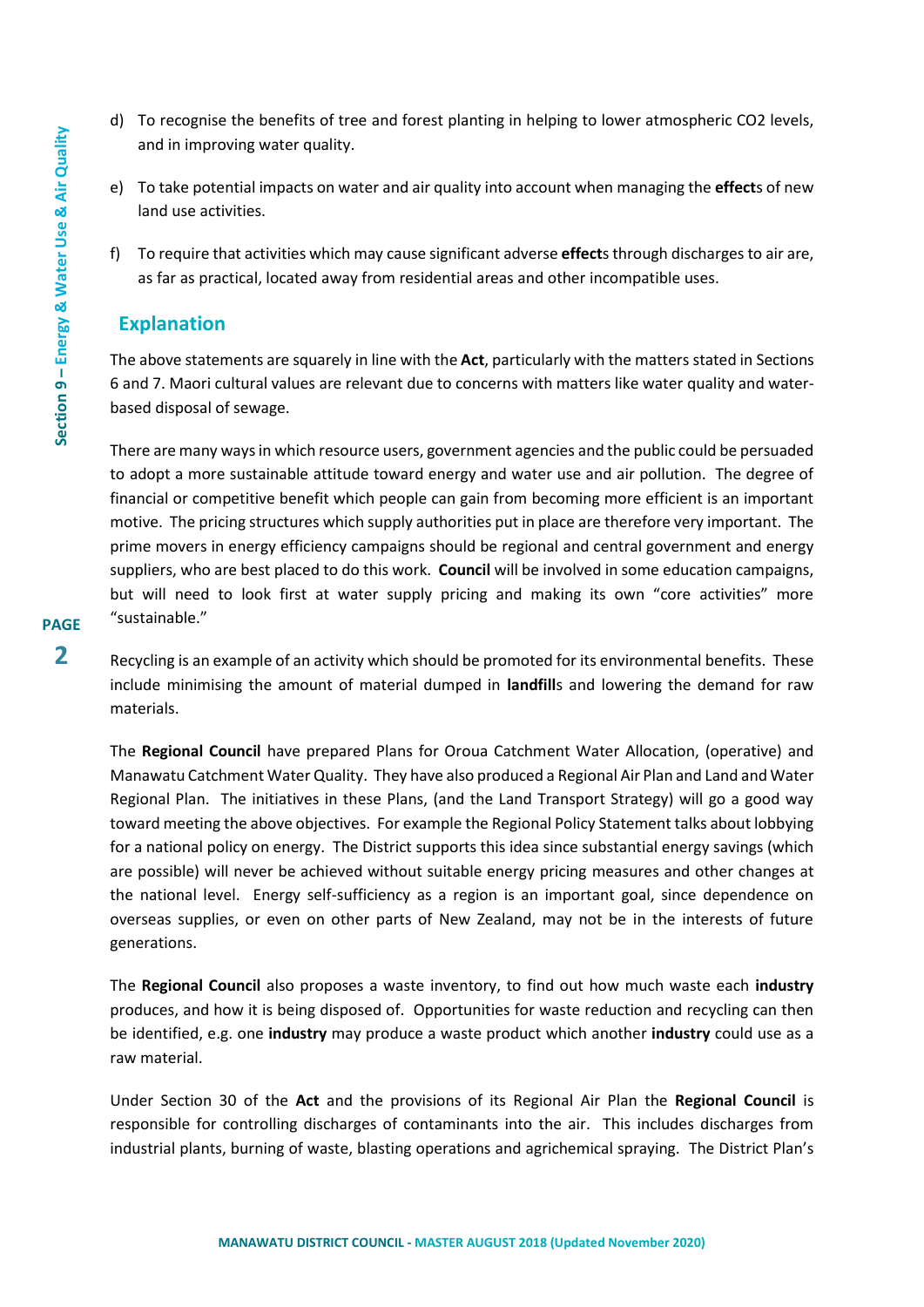d) To recognise the benefits of tree and forest planting in helping to lower atmospheric $CO_2$ levels, and in improving water quality.

e) To take potential impacts on water and air quality into account when managing the **effect**s of new land use activities.

f) To require that activities which may cause significant adverse **effect**s through discharges to air are, as far as practical, located away from residential areas and other incompatible uses.

## Explanation

The above statements are squarely in line with the **Act**, particularly with the matters stated in Sections 6 and 7. Maori cultural values are relevant due to concerns with matters like water quality and water-based disposal of sewage.

There are many ways in which resource users, government agencies and the public could be persuaded to adopt a more sustainable attitude toward energy and water use and air pollution. The degree of financial or competitive benefit which people can gain from becoming more efficient is an important motive. The pricing structures which supply authorities put in place are therefore very important. The prime movers in energy efficiency campaigns should be regional and central government and energy suppliers, who are best placed to do this work. **Council** will be involved in some education campaigns, but will need to look first at water supply pricing and making its own "core activities" more "sustainable."

Recycling is an example of an activity which should be promoted for its environmental benefits. These include minimising the amount of material dumped in **landfill**s and lowering the demand for raw materials.

The **Regional Council** have prepared Plans for Oroua Catchment Water Allocation, (operative) and Manawatu Catchment Water Quality. They have also produced a Regional Air Plan and Land and Water Regional Plan. The initiatives in these Plans, (and the Land Transport Strategy) will go a good way toward meeting the above objectives. For example the Regional Policy Statement talks about lobbying for a national policy on energy. The District supports this idea since substantial energy savings (which are possible) will never be achieved without suitable energy pricing measures and other changes at the national level. Energy self-sufficiency as a region is an important goal, since dependence on overseas supplies, or even on other parts of New Zealand, may not be in the interests of future generations.

The **Regional Council** also proposes a waste inventory, to find out how much waste each **industry** produces, and how it is being disposed of. Opportunities for waste reduction and recycling can then be identified, e.g. one **industry** may produce a waste product which another **industry** could use as a raw material.

Under Section 30 of the **Act** and the provisions of its Regional Air Plan the **Regional Council** is responsible for controlling discharges of contaminants into the air. This includes discharges from industrial plants, burning of waste, blasting operations and agrichemical spraying. The District Plan's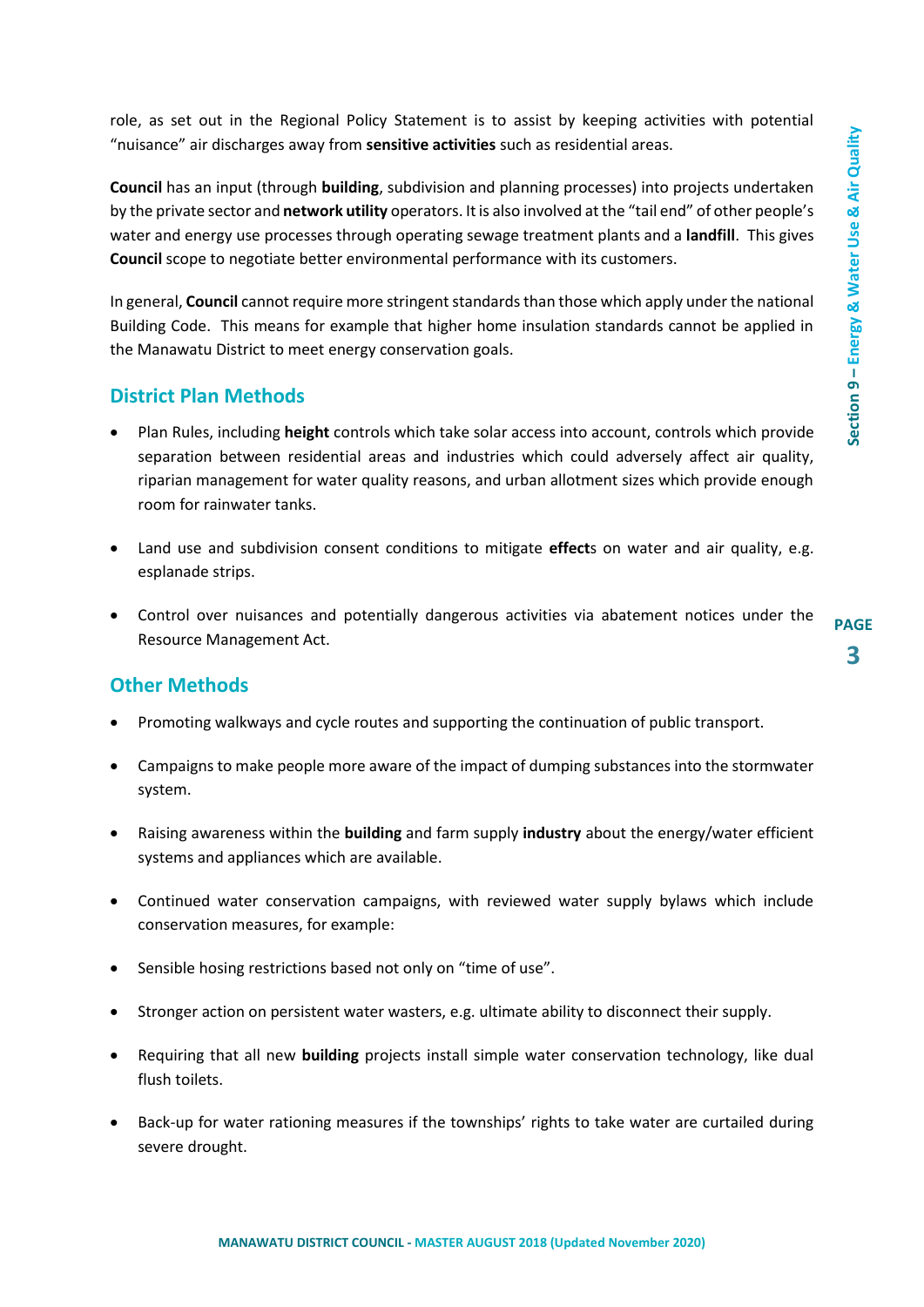role, as set out in the Regional Policy Statement is to assist by keeping activities with potential "nuisance" air discharges away from **sensitive activities** such as residential areas.

**Council** has an input (through **building**, subdivision and planning processes) into projects undertaken by the private sector and **network utility** operators. It is also involved at the "tail end" of other people's water and energy use processes through operating sewage treatment plants and a **landfill**. This gives **Council** scope to negotiate better environmental performance with its customers.

In general, **Council** cannot require more stringent standards than those which apply under the national Building Code. This means for example that higher home insulation standards cannot be applied in the Manawatu District to meet energy conservation goals.

## District Plan Methods

- Plan Rules, including **height** controls which take solar access into account, controls which provide separation between residential areas and industries which could adversely affect air quality, riparian management for water quality reasons, and urban allotment sizes which provide enough room for rainwater tanks.
- Land use and subdivision consent conditions to mitigate **effect**s on water and air quality, e.g. esplanade strips.
- Control over nuisances and potentially dangerous activities via abatement notices under the Resource Management Act.

## Other Methods

- Promoting walkways and cycle routes and supporting the continuation of public transport.
- Campaigns to make people more aware of the impact of dumping substances into the stormwater system.
- Raising awareness within the **building** and farm supply **industry** about the energy/water efficient systems and appliances which are available.
- Continued water conservation campaigns, with reviewed water supply bylaws which include conservation measures, for example:
- Sensible hosing restrictions based not only on "time of use".
- Stronger action on persistent water wasters, e.g. ultimate ability to disconnect their supply.
- Requiring that all new **building** projects install simple water conservation technology, like dual flush toilets.
- Back-up for water rationing measures if the townships' rights to take water are curtailed during severe drought.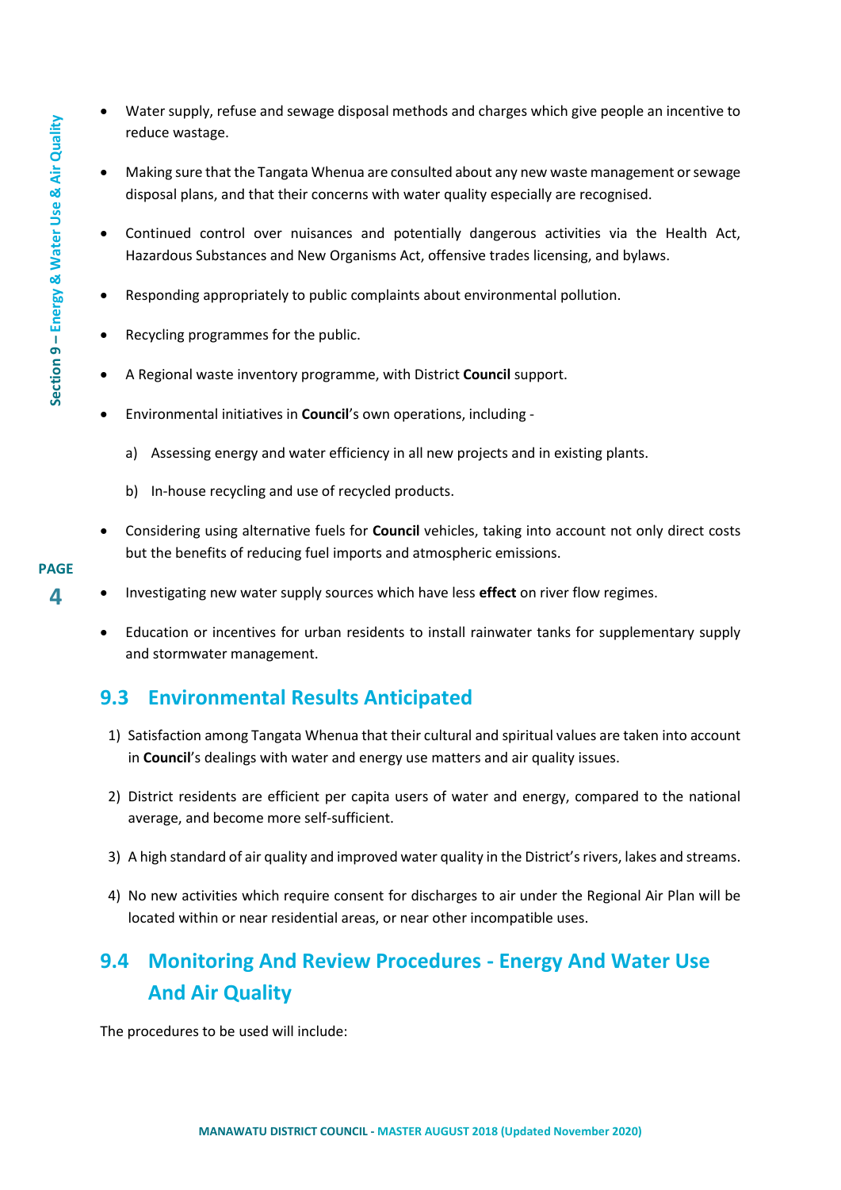- Water supply, refuse and sewage disposal methods and charges which give people an incentive to reduce wastage.

- Making sure that the Tangata Whenua are consulted about any new waste management or sewage disposal plans, and that their concerns with water quality especially are recognised.

- Continued control over nuisances and potentially dangerous activities via the Health Act, Hazardous Substances and New Organisms Act, offensive trades licensing, and bylaws.

- Responding appropriately to public complaints about environmental pollution.

- Recycling programmes for the public.

- A Regional waste inventory programme, with District **Council** support.

- Environmental initiatives in **Council**'s own operations, including -

  a) Assessing energy and water efficiency in all new projects and in existing plants.

  b) In-house recycling and use of recycled products.

- Considering using alternative fuels for **Council** vehicles, taking into account not only direct costs but the benefits of reducing fuel imports and atmospheric emissions.

- Investigating new water supply sources which have less **effect** on river flow regimes.

- Education or incentives for urban residents to install rainwater tanks for supplementary supply and stormwater management.

## 9.3 Environmental Results Anticipated

1) Satisfaction among Tangata Whenua that their cultural and spiritual values are taken into account in **Council**'s dealings with water and energy use matters and air quality issues.

2) District residents are efficient per capita users of water and energy, compared to the national average, and become more self-sufficient.

3) A high standard of air quality and improved water quality in the District's rivers, lakes and streams.

4) No new activities which require consent for discharges to air under the Regional Air Plan will be located within or near residential areas, or near other incompatible uses.

## 9.4 Monitoring And Review Procedures - Energy And Water Use And Air Quality

The procedures to be used will include: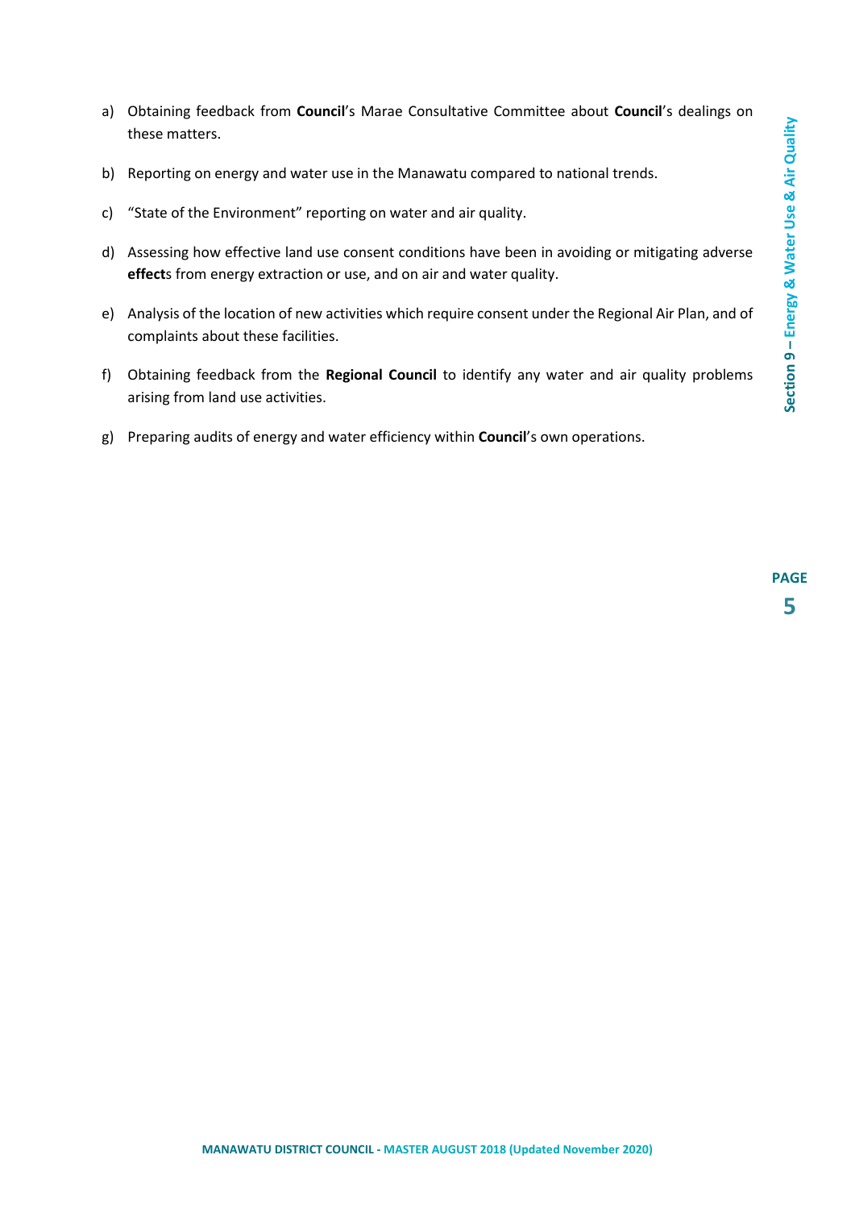a) Obtaining feedback from **Council**'s Marae Consultative Committee about **Council**'s dealings on these matters.

b) Reporting on energy and water use in the Manawatu compared to national trends.

c) "State of the Environment" reporting on water and air quality.

d) Assessing how effective land use consent conditions have been in avoiding or mitigating adverse **effect**s from energy extraction or use, and on air and water quality.

e) Analysis of the location of new activities which require consent under the Regional Air Plan, and of complaints about these facilities.

f) Obtaining feedback from the **Regional Council** to identify any water and air quality problems arising from land use activities.

g) Preparing audits of energy and water efficiency within **Council**'s own operations.